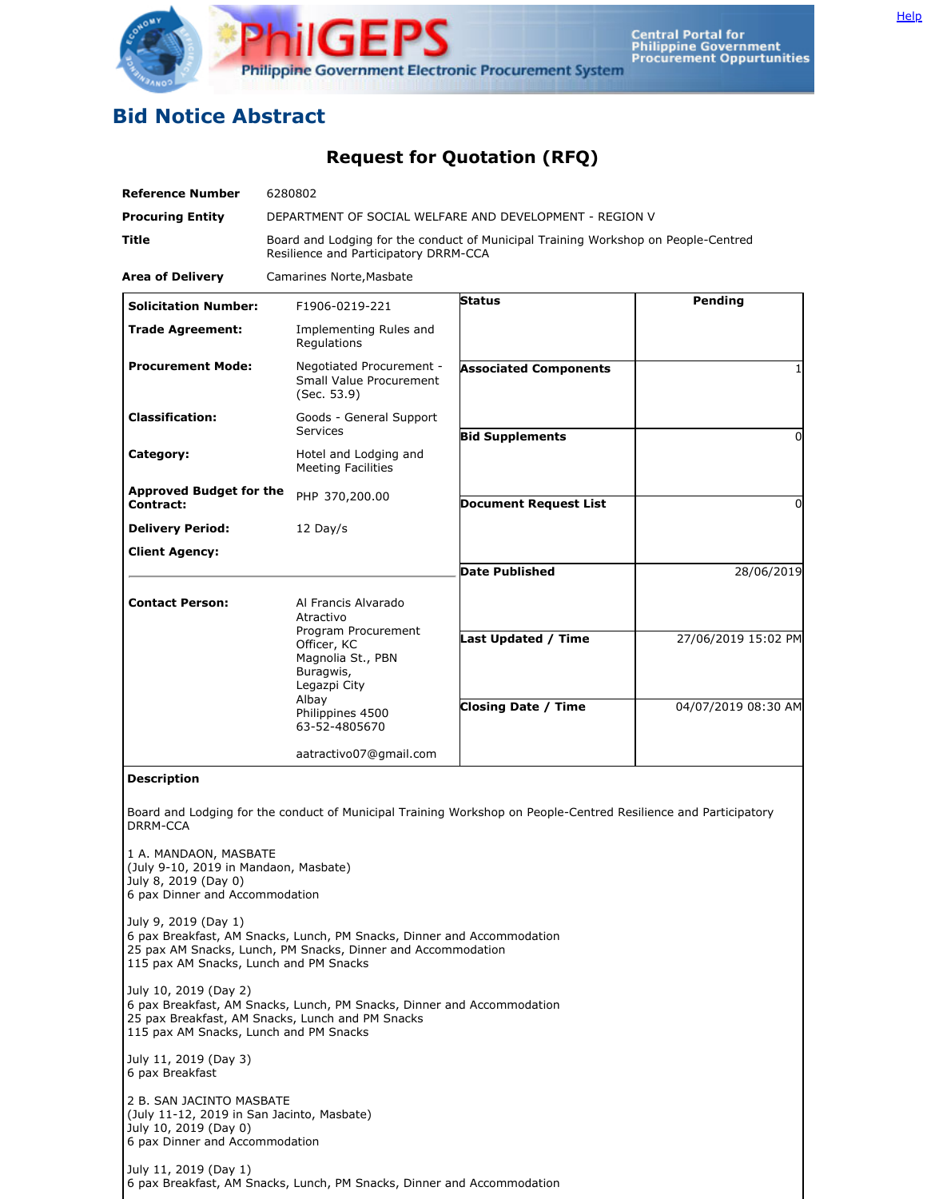PhilGEPS
Philippine Government Electronic Procurement System

Central Portal for Philippine Government Procurement Oppurtunities

Help

# Bid Notice Abstract

## Request for Quotation (RFQ)

| | |
|---|---|
| **Reference Number** | 6280802 |
| **Procuring Entity** | DEPARTMENT OF SOCIAL WELFARE AND DEVELOPMENT - REGION V |
| **Title** | Board and Lodging for the conduct of Municipal Training Workshop on People-Centred Resilience and Participatory DRRM-CCA |
| **Area of Delivery** | Camarines Norte,Masbate |

| | | | |
|---|---|---|---|
| **Solicitation Number:** | F1906-0219-221 | **Status** | Pending |
| **Trade Agreement:** | Implementing Rules and Regulations | | |
| **Procurement Mode:** | Negotiated Procurement - Small Value Procurement (Sec. 53.9) | **Associated Components** | 1 |
| **Classification:** | Goods - General Support Services | **Bid Supplements** | 0 |
| **Category:** | Hotel and Lodging and Meeting Facilities | | |
| **Approved Budget for the Contract:** | PHP 370,200.00 | **Document Request List** | 0 |
| **Delivery Period:** | 12 Day/s | | |
| **Client Agency:** | | **Date Published** | 28/06/2019 |
| **Contact Person:** | Al Francis Alvarado Atractivo<br>Program Procurement Officer, KC<br>Magnolia St., PBN Buragwis,<br>Legazpi City<br>Albay<br>Philippines 4500<br>63-52-4805670<br><br>aatractivo07@gmail.com | **Last Updated / Time** | 27/06/2019 15:02 PM |
| | | **Closing Date / Time** | 04/07/2019 08:30 AM |

**Description**

Board and Lodging for the conduct of Municipal Training Workshop on People-Centred Resilience and Participatory DRRM-CCA

1 A. MANDAON, MASBATE
(July 9-10, 2019 in Mandaon, Masbate)
July 8, 2019 (Day 0)
6 pax Dinner and Accommodation

July 9, 2019 (Day 1)
6 pax Breakfast, AM Snacks, Lunch, PM Snacks, Dinner and Accommodation
25 pax AM Snacks, Lunch, PM Snacks, Dinner and Accommodation
115 pax AM Snacks, Lunch and PM Snacks

July 10, 2019 (Day 2)
6 pax Breakfast, AM Snacks, Lunch, PM Snacks, Dinner and Accommodation
25 pax Breakfast, AM Snacks, Lunch and PM Snacks
115 pax AM Snacks, Lunch and PM Snacks

July 11, 2019 (Day 3)
6 pax Breakfast

2 B. SAN JACINTO MASBATE
(July 11-12, 2019 in San Jacinto, Masbate)
July 10, 2019 (Day 0)
6 pax Dinner and Accommodation

July 11, 2019 (Day 1)
6 pax Breakfast, AM Snacks, Lunch, PM Snacks, Dinner and Accommodation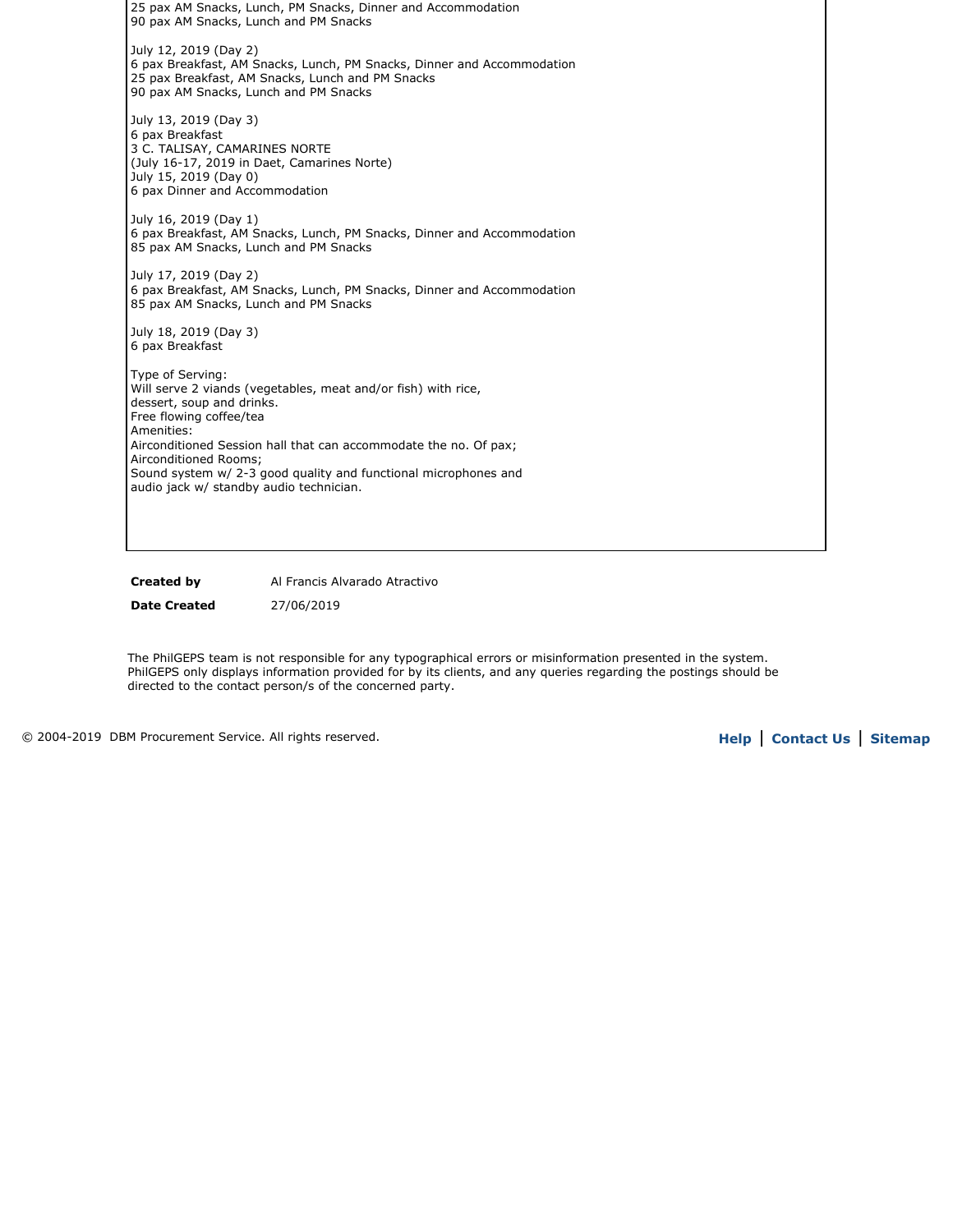25 pax AM Snacks, Lunch, PM Snacks, Dinner and Accommodation
90 pax AM Snacks, Lunch and PM Snacks

July 12, 2019 (Day 2)
6 pax Breakfast, AM Snacks, Lunch, PM Snacks, Dinner and Accommodation
25 pax Breakfast, AM Snacks, Lunch and PM Snacks
90 pax AM Snacks, Lunch and PM Snacks

July 13, 2019 (Day 3)
6 pax Breakfast
3 C. TALISAY, CAMARINES NORTE
(July 16-17, 2019 in Daet, Camarines Norte)
July 15, 2019 (Day 0)
6 pax Dinner and Accommodation

July 16, 2019 (Day 1)
6 pax Breakfast, AM Snacks, Lunch, PM Snacks, Dinner and Accommodation
85 pax AM Snacks, Lunch and PM Snacks

July 17, 2019 (Day 2)
6 pax Breakfast, AM Snacks, Lunch, PM Snacks, Dinner and Accommodation
85 pax AM Snacks, Lunch and PM Snacks

July 18, 2019 (Day 3)
6 pax Breakfast

Type of Serving:
Will serve 2 viands (vegetables, meat and/or fish) with rice,
dessert, soup and drinks.
Free flowing coffee/tea
Amenities:
Airconditioned Session hall that can accommodate the no. Of pax;
Airconditioned Rooms;
Sound system w/ 2-3 good quality and functional microphones and
audio jack w/ standby audio technician.

| | |
|---|---|
| **Created by** | Al Francis Alvarado Atractivo |
| **Date Created** | 27/06/2019 |

The PhilGEPS team is not responsible for any typographical errors or misinformation presented in the system. PhilGEPS only displays information provided for by its clients, and any queries regarding the postings should be directed to the contact person/s of the concerned party.

© 2004-2019 DBM Procurement Service. All rights reserved.

**Help** | **Contact Us** | **Sitemap**